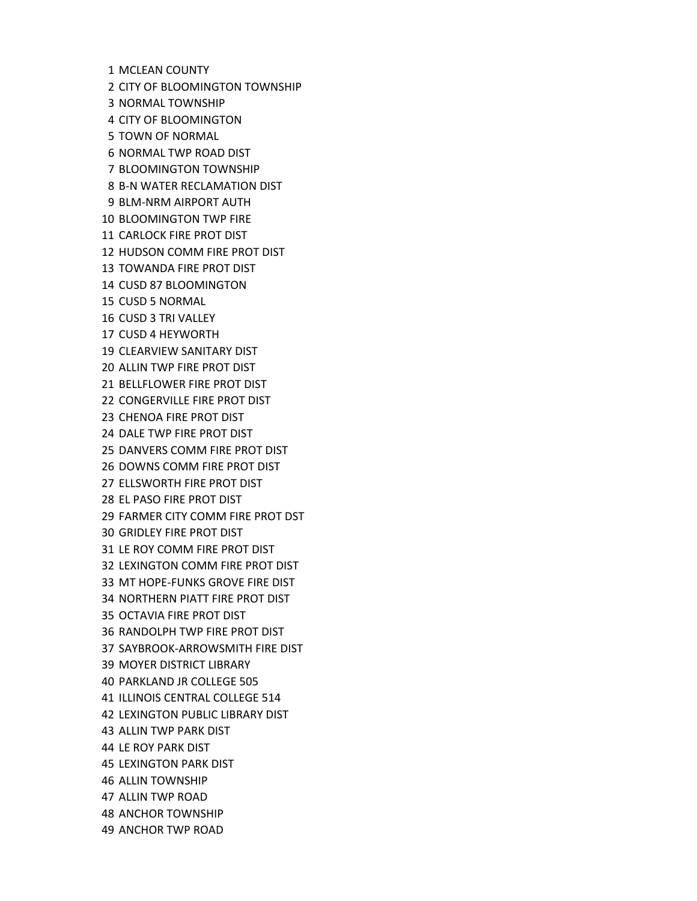1 MCLEAN COUNTY
2 CITY OF BLOOMINGTON TOWNSHIP
3 NORMAL TOWNSHIP
4 CITY OF BLOOMINGTON
5 TOWN OF NORMAL
6 NORMAL TWP ROAD DIST
7 BLOOMINGTON TOWNSHIP
8 B-N WATER RECLAMATION DIST
9 BLM-NRM AIRPORT AUTH
10 BLOOMINGTON TWP FIRE
11 CARLOCK FIRE PROT DIST
12 HUDSON COMM FIRE PROT DIST
13 TOWANDA FIRE PROT DIST
14 CUSD 87 BLOOMINGTON
15 CUSD 5 NORMAL
16 CUSD 3 TRI VALLEY
17 CUSD 4 HEYWORTH
19 CLEARVIEW SANITARY DIST
20 ALLIN TWP FIRE PROT DIST
21 BELLFLOWER FIRE PROT DIST
22 CONGERVILLE FIRE PROT DIST
23 CHENOA FIRE PROT DIST
24 DALE TWP FIRE PROT DIST
25 DANVERS COMM FIRE PROT DIST
26 DOWNS COMM FIRE PROT DIST
27 ELLSWORTH FIRE PROT DIST
28 EL PASO FIRE PROT DIST
29 FARMER CITY COMM FIRE PROT DST
30 GRIDLEY FIRE PROT DIST
31 LE ROY COMM FIRE PROT DIST
32 LEXINGTON COMM FIRE PROT DIST
33 MT HOPE-FUNKS GROVE FIRE DIST
34 NORTHERN PIATT FIRE PROT DIST
35 OCTAVIA FIRE PROT DIST
36 RANDOLPH TWP FIRE PROT DIST
37 SAYBROOK-ARROWSMITH FIRE DIST
39 MOYER DISTRICT LIBRARY
40 PARKLAND JR COLLEGE 505
41 ILLINOIS CENTRAL COLLEGE 514
42 LEXINGTON PUBLIC LIBRARY DIST
43 ALLIN TWP PARK DIST
44 LE ROY PARK DIST
45 LEXINGTON PARK DIST
46 ALLIN TOWNSHIP
47 ALLIN TWP ROAD
48 ANCHOR TOWNSHIP
49 ANCHOR TWP ROAD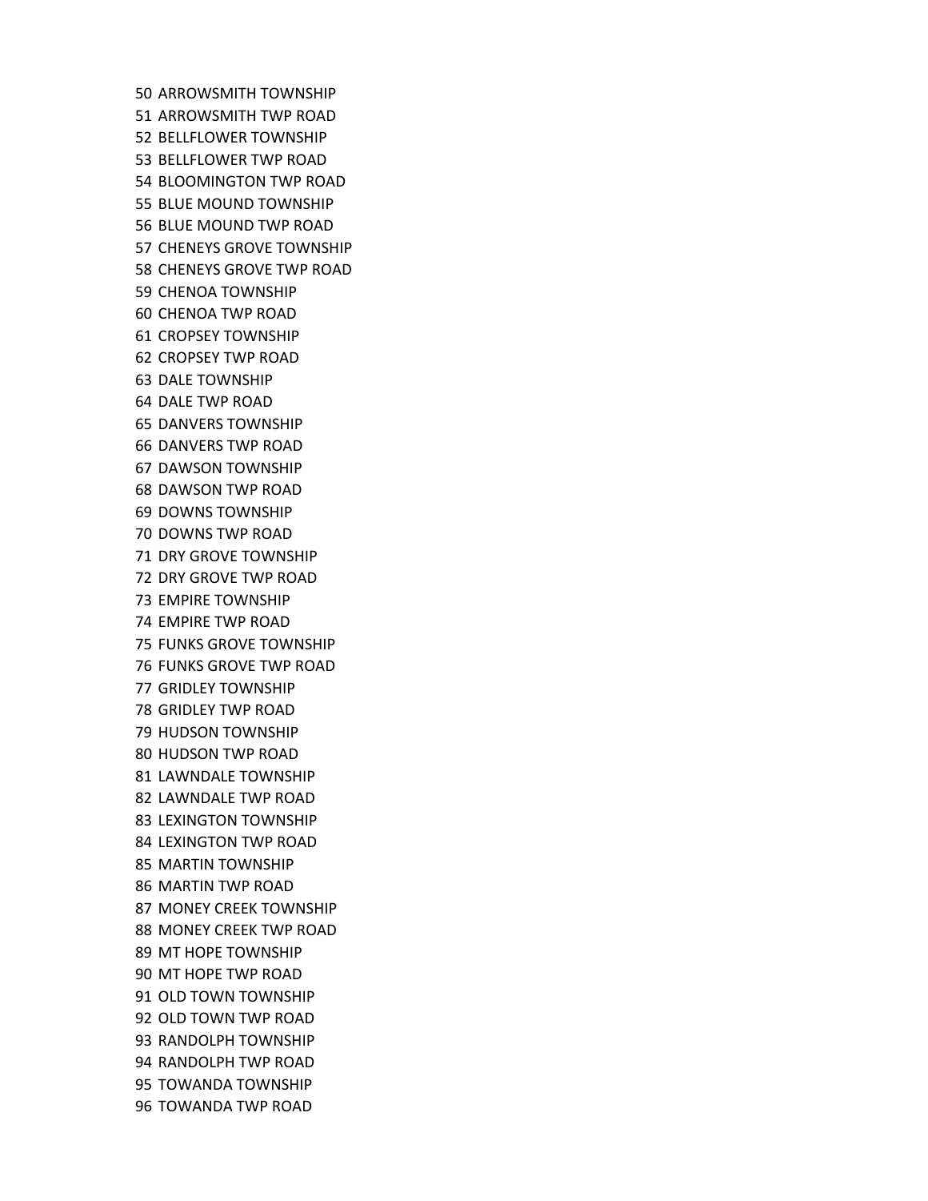50 ARROWSMITH TOWNSHIP
51 ARROWSMITH TWP ROAD
52 BELLFLOWER TOWNSHIP
53 BELLFLOWER TWP ROAD
54 BLOOMINGTON TWP ROAD
55 BLUE MOUND TOWNSHIP
56 BLUE MOUND TWP ROAD
57 CHENEYS GROVE TOWNSHIP
58 CHENEYS GROVE TWP ROAD
59 CHENOA TOWNSHIP
60 CHENOA TWP ROAD
61 CROPSEY TOWNSHIP
62 CROPSEY TWP ROAD
63 DALE TOWNSHIP
64 DALE TWP ROAD
65 DANVERS TOWNSHIP
66 DANVERS TWP ROAD
67 DAWSON TOWNSHIP
68 DAWSON TWP ROAD
69 DOWNS TOWNSHIP
70 DOWNS TWP ROAD
71 DRY GROVE TOWNSHIP
72 DRY GROVE TWP ROAD
73 EMPIRE TOWNSHIP
74 EMPIRE TWP ROAD
75 FUNKS GROVE TOWNSHIP
76 FUNKS GROVE TWP ROAD
77 GRIDLEY TOWNSHIP
78 GRIDLEY TWP ROAD
79 HUDSON TOWNSHIP
80 HUDSON TWP ROAD
81 LAWNDALE TOWNSHIP
82 LAWNDALE TWP ROAD
83 LEXINGTON TOWNSHIP
84 LEXINGTON TWP ROAD
85 MARTIN TOWNSHIP
86 MARTIN TWP ROAD
87 MONEY CREEK TOWNSHIP
88 MONEY CREEK TWP ROAD
89 MT HOPE TOWNSHIP
90 MT HOPE TWP ROAD
91 OLD TOWN TOWNSHIP
92 OLD TOWN TWP ROAD
93 RANDOLPH TOWNSHIP
94 RANDOLPH TWP ROAD
95 TOWANDA TOWNSHIP
96 TOWANDA TWP ROAD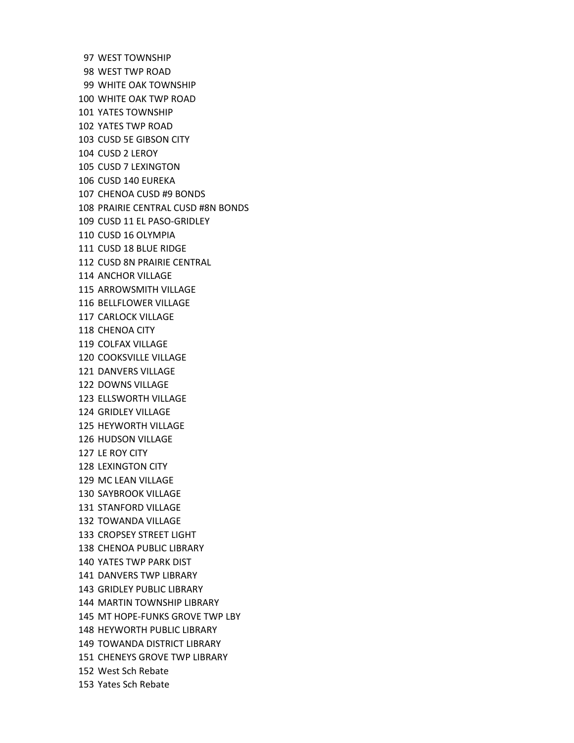97 WEST TOWNSHIP
98 WEST TWP ROAD
99 WHITE OAK TOWNSHIP
100 WHITE OAK TWP ROAD
101 YATES TOWNSHIP
102 YATES TWP ROAD
103 CUSD 5E GIBSON CITY
104 CUSD 2 LEROY
105 CUSD 7 LEXINGTON
106 CUSD 140 EUREKA
107 CHENOA CUSD #9 BONDS
108 PRAIRIE CENTRAL CUSD #8N BONDS
109 CUSD 11 EL PASO-GRIDLEY
110 CUSD 16 OLYMPIA
111 CUSD 18 BLUE RIDGE
112 CUSD 8N PRAIRIE CENTRAL
114 ANCHOR VILLAGE
115 ARROWSMITH VILLAGE
116 BELLFLOWER VILLAGE
117 CARLOCK VILLAGE
118 CHENOA CITY
119 COLFAX VILLAGE
120 COOKSVILLE VILLAGE
121 DANVERS VILLAGE
122 DOWNS VILLAGE
123 ELLSWORTH VILLAGE
124 GRIDLEY VILLAGE
125 HEYWORTH VILLAGE
126 HUDSON VILLAGE
127 LE ROY CITY
128 LEXINGTON CITY
129 MC LEAN VILLAGE
130 SAYBROOK VILLAGE
131 STANFORD VILLAGE
132 TOWANDA VILLAGE
133 CROPSEY STREET LIGHT
138 CHENOA PUBLIC LIBRARY
140 YATES TWP PARK DIST
141 DANVERS TWP LIBRARY
143 GRIDLEY PUBLIC LIBRARY
144 MARTIN TOWNSHIP LIBRARY
145 MT HOPE-FUNKS GROVE TWP LBY
148 HEYWORTH PUBLIC LIBRARY
149 TOWANDA DISTRICT LIBRARY
151 CHENEYS GROVE TWP LIBRARY
152 West Sch Rebate
153 Yates Sch Rebate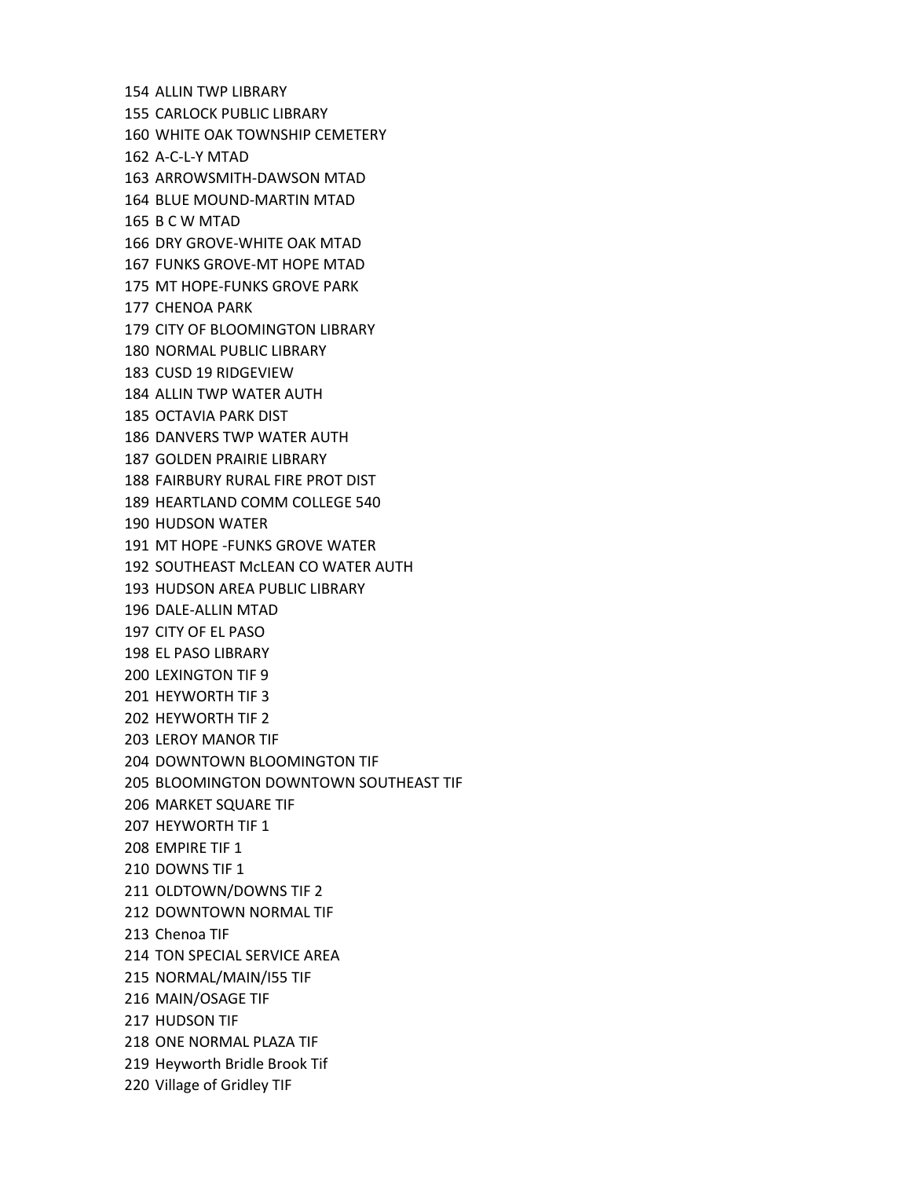154 ALLIN TWP LIBRARY
155 CARLOCK PUBLIC LIBRARY
160 WHITE OAK TOWNSHIP CEMETERY
162 A-C-L-Y MTAD
163 ARROWSMITH-DAWSON MTAD
164 BLUE MOUND-MARTIN MTAD
165 B C W MTAD
166 DRY GROVE-WHITE OAK MTAD
167 FUNKS GROVE-MT HOPE MTAD
175 MT HOPE-FUNKS GROVE PARK
177 CHENOA PARK
179 CITY OF BLOOMINGTON LIBRARY
180 NORMAL PUBLIC LIBRARY
183 CUSD 19 RIDGEVIEW
184 ALLIN TWP WATER AUTH
185 OCTAVIA PARK DIST
186 DANVERS TWP WATER AUTH
187 GOLDEN PRAIRIE LIBRARY
188 FAIRBURY RURAL FIRE PROT DIST
189 HEARTLAND COMM COLLEGE 540
190 HUDSON WATER
191 MT HOPE -FUNKS GROVE WATER
192 SOUTHEAST McLEAN CO WATER AUTH
193 HUDSON AREA PUBLIC LIBRARY
196 DALE-ALLIN MTAD
197 CITY OF EL PASO
198 EL PASO LIBRARY
200 LEXINGTON TIF 9
201 HEYWORTH TIF 3
202 HEYWORTH TIF 2
203 LEROY MANOR TIF
204 DOWNTOWN BLOOMINGTON TIF
205 BLOOMINGTON DOWNTOWN SOUTHEAST TIF
206 MARKET SQUARE TIF
207 HEYWORTH TIF 1
208 EMPIRE TIF 1
210 DOWNS TIF 1
211 OLDTOWN/DOWNS TIF 2
212 DOWNTOWN NORMAL TIF
213 Chenoa TIF
214 TON SPECIAL SERVICE AREA
215 NORMAL/MAIN/I55 TIF
216 MAIN/OSAGE TIF
217 HUDSON TIF
218 ONE NORMAL PLAZA TIF
219 Heyworth Bridle Brook Tif
220 Village of Gridley TIF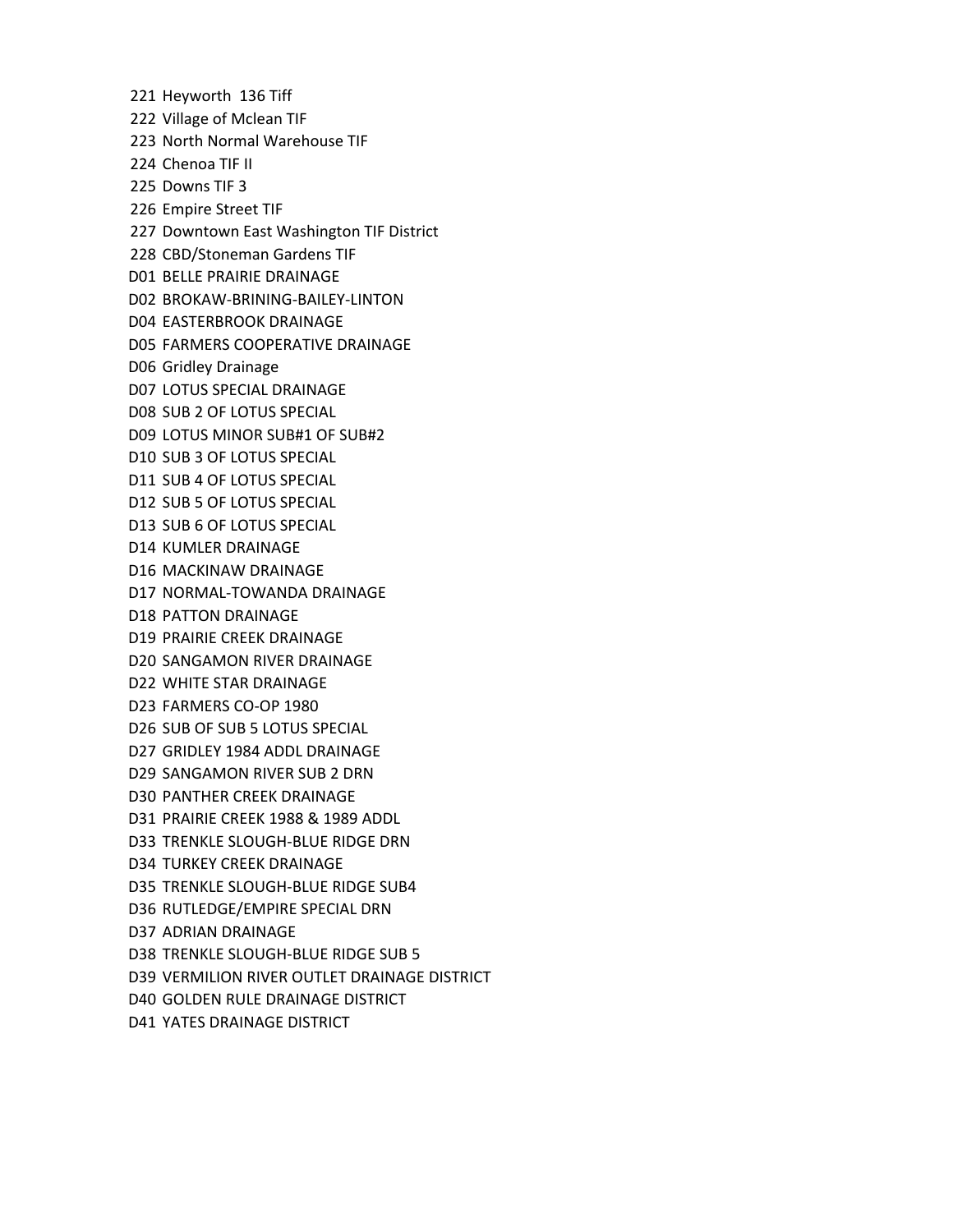221 Heyworth 136 Tiff
222 Village of Mclean TIF
223 North Normal Warehouse TIF
224 Chenoa TIF II
225 Downs TIF 3
226 Empire Street TIF
227 Downtown East Washington TIF District
228 CBD/Stoneman Gardens TIF
D01 BELLE PRAIRIE DRAINAGE
D02 BROKAW-BRINING-BAILEY-LINTON
D04 EASTERBROOK DRAINAGE
D05 FARMERS COOPERATIVE DRAINAGE
D06 Gridley Drainage
D07 LOTUS SPECIAL DRAINAGE
D08 SUB 2 OF LOTUS SPECIAL
D09 LOTUS MINOR SUB#1 OF SUB#2
D10 SUB 3 OF LOTUS SPECIAL
D11 SUB 4 OF LOTUS SPECIAL
D12 SUB 5 OF LOTUS SPECIAL
D13 SUB 6 OF LOTUS SPECIAL
D14 KUMLER DRAINAGE
D16 MACKINAW DRAINAGE
D17 NORMAL-TOWANDA DRAINAGE
D18 PATTON DRAINAGE
D19 PRAIRIE CREEK DRAINAGE
D20 SANGAMON RIVER DRAINAGE
D22 WHITE STAR DRAINAGE
D23 FARMERS CO-OP 1980
D26 SUB OF SUB 5 LOTUS SPECIAL
D27 GRIDLEY 1984 ADDL DRAINAGE
D29 SANGAMON RIVER SUB 2 DRN
D30 PANTHER CREEK DRAINAGE
D31 PRAIRIE CREEK 1988 & 1989 ADDL
D33 TRENKLE SLOUGH-BLUE RIDGE DRN
D34 TURKEY CREEK DRAINAGE
D35 TRENKLE SLOUGH-BLUE RIDGE SUB4
D36 RUTLEDGE/EMPIRE SPECIAL DRN
D37 ADRIAN DRAINAGE
D38 TRENKLE SLOUGH-BLUE RIDGE SUB 5
D39 VERMILION RIVER OUTLET DRAINAGE DISTRICT
D40 GOLDEN RULE DRAINAGE DISTRICT
D41 YATES DRAINAGE DISTRICT